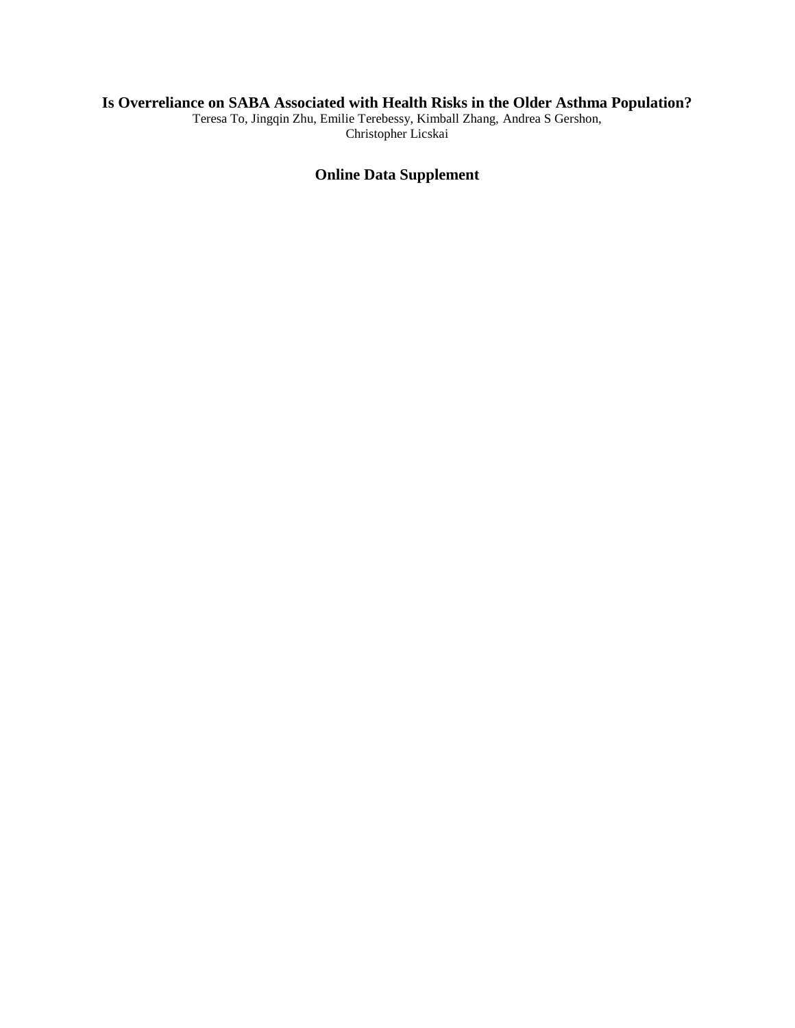# Is Overreliance on SABA Associated with Health Risks in the Older Asthma Population?

Teresa To, Jingqin Zhu, Emilie Terebessy, Kimball Zhang, Andrea S Gershon, Christopher Licskai

## Online Data Supplement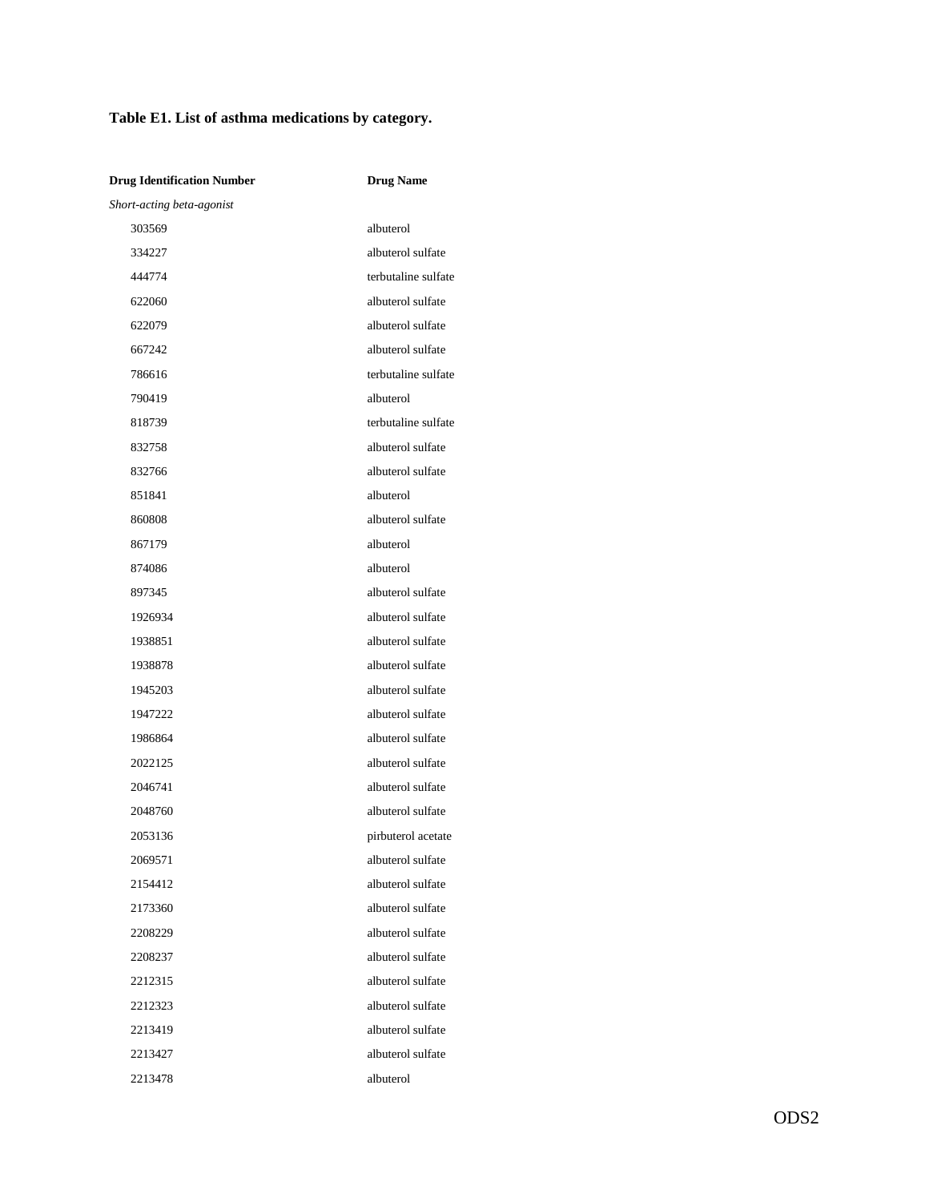**Table E1. List of asthma medications by category.**

| Drug Identification Number | Drug Name |
|---|---|
| *Short-acting beta-agonist* | |
| 303569 | albuterol |
| 334227 | albuterol sulfate |
| 444774 | terbutaline sulfate |
| 622060 | albuterol sulfate |
| 622079 | albuterol sulfate |
| 667242 | albuterol sulfate |
| 786616 | terbutaline sulfate |
| 790419 | albuterol |
| 818739 | terbutaline sulfate |
| 832758 | albuterol sulfate |
| 832766 | albuterol sulfate |
| 851841 | albuterol |
| 860808 | albuterol sulfate |
| 867179 | albuterol |
| 874086 | albuterol |
| 897345 | albuterol sulfate |
| 1926934 | albuterol sulfate |
| 1938851 | albuterol sulfate |
| 1938878 | albuterol sulfate |
| 1945203 | albuterol sulfate |
| 1947222 | albuterol sulfate |
| 1986864 | albuterol sulfate |
| 2022125 | albuterol sulfate |
| 2046741 | albuterol sulfate |
| 2048760 | albuterol sulfate |
| 2053136 | pirbuterol acetate |
| 2069571 | albuterol sulfate |
| 2154412 | albuterol sulfate |
| 2173360 | albuterol sulfate |
| 2208229 | albuterol sulfate |
| 2208237 | albuterol sulfate |
| 2212315 | albuterol sulfate |
| 2212323 | albuterol sulfate |
| 2213419 | albuterol sulfate |
| 2213427 | albuterol sulfate |
| 2213478 | albuterol |

ODS2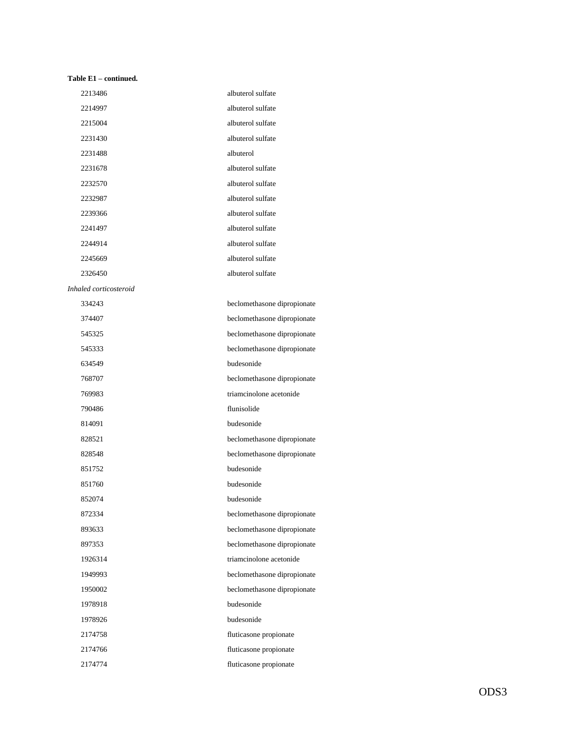**Table E1 – continued.**

| | |
|---|---|
| 2213486 | albuterol sulfate |
| 2214997 | albuterol sulfate |
| 2215004 | albuterol sulfate |
| 2231430 | albuterol sulfate |
| 2231488 | albuterol |
| 2231678 | albuterol sulfate |
| 2232570 | albuterol sulfate |
| 2232987 | albuterol sulfate |
| 2239366 | albuterol sulfate |
| 2241497 | albuterol sulfate |
| 2244914 | albuterol sulfate |
| 2245669 | albuterol sulfate |
| 2326450 | albuterol sulfate |
| *Inhaled corticosteroid* | |
| 334243 | beclomethasone dipropionate |
| 374407 | beclomethasone dipropionate |
| 545325 | beclomethasone dipropionate |
| 545333 | beclomethasone dipropionate |
| 634549 | budesonide |
| 768707 | beclomethasone dipropionate |
| 769983 | triamcinolone acetonide |
| 790486 | flunisolide |
| 814091 | budesonide |
| 828521 | beclomethasone dipropionate |
| 828548 | beclomethasone dipropionate |
| 851752 | budesonide |
| 851760 | budesonide |
| 852074 | budesonide |
| 872334 | beclomethasone dipropionate |
| 893633 | beclomethasone dipropionate |
| 897353 | beclomethasone dipropionate |
| 1926314 | triamcinolone acetonide |
| 1949993 | beclomethasone dipropionate |
| 1950002 | beclomethasone dipropionate |
| 1978918 | budesonide |
| 1978926 | budesonide |
| 2174758 | fluticasone propionate |
| 2174766 | fluticasone propionate |
| 2174774 | fluticasone propionate |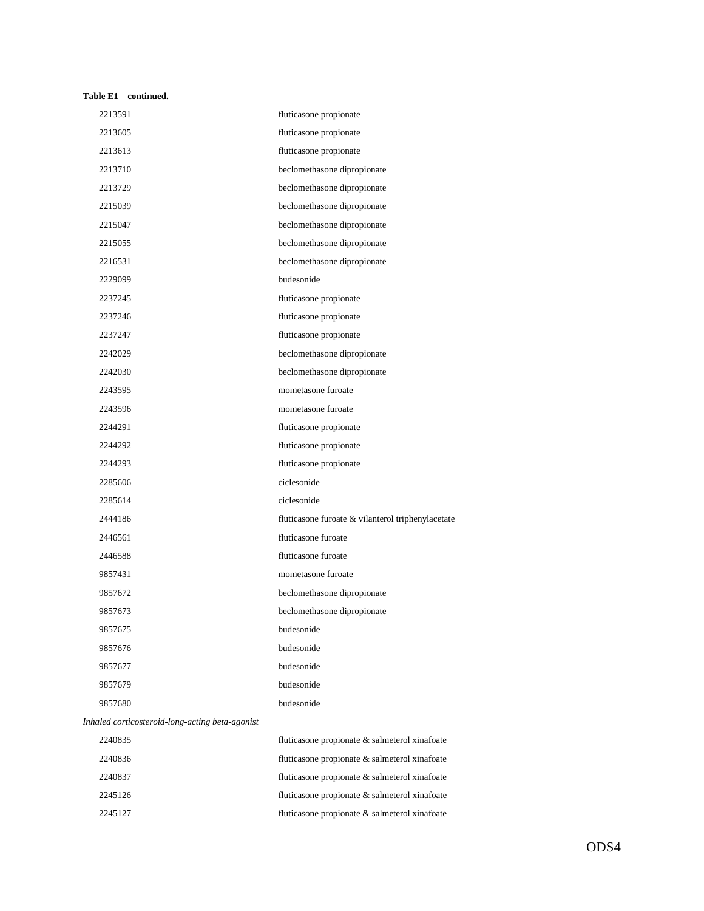**Table E1 – continued.**

| | |
|---|---|
| 2213591 | fluticasone propionate |
| 2213605 | fluticasone propionate |
| 2213613 | fluticasone propionate |
| 2213710 | beclomethasone dipropionate |
| 2213729 | beclomethasone dipropionate |
| 2215039 | beclomethasone dipropionate |
| 2215047 | beclomethasone dipropionate |
| 2215055 | beclomethasone dipropionate |
| 2216531 | beclomethasone dipropionate |
| 2229099 | budesonide |
| 2237245 | fluticasone propionate |
| 2237246 | fluticasone propionate |
| 2237247 | fluticasone propionate |
| 2242029 | beclomethasone dipropionate |
| 2242030 | beclomethasone dipropionate |
| 2243595 | mometasone furoate |
| 2243596 | mometasone furoate |
| 2244291 | fluticasone propionate |
| 2244292 | fluticasone propionate |
| 2244293 | fluticasone propionate |
| 2285606 | ciclesonide |
| 2285614 | ciclesonide |
| 2444186 | fluticasone furoate & vilanterol triphenylacetate |
| 2446561 | fluticasone furoate |
| 2446588 | fluticasone furoate |
| 9857431 | mometasone furoate |
| 9857672 | beclomethasone dipropionate |
| 9857673 | beclomethasone dipropionate |
| 9857675 | budesonide |
| 9857676 | budesonide |
| 9857677 | budesonide |
| 9857679 | budesonide |
| 9857680 | budesonide |
| *Inhaled corticosteroid-long-acting beta-agonist* | |
| 2240835 | fluticasone propionate & salmeterol xinafoate |
| 2240836 | fluticasone propionate & salmeterol xinafoate |
| 2240837 | fluticasone propionate & salmeterol xinafoate |
| 2245126 | fluticasone propionate & salmeterol xinafoate |
| 2245127 | fluticasone propionate & salmeterol xinafoate |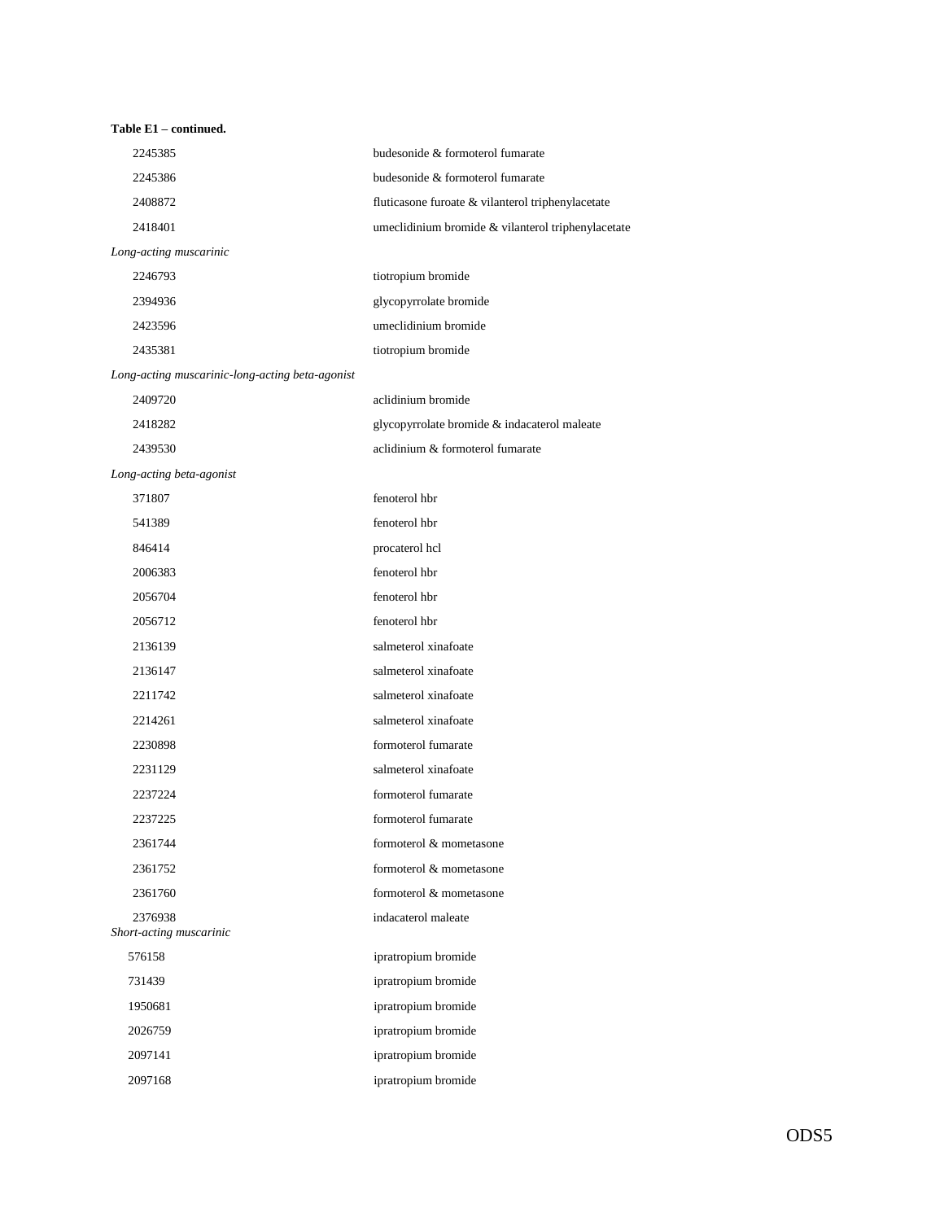**Table E1 – continued.**

| | |
|---|---|
| 2245385 | budesonide & formoterol fumarate |
| 2245386 | budesonide & formoterol fumarate |
| 2408872 | fluticasone furoate & vilanterol triphenylacetate |
| 2418401 | umeclidinium bromide & vilanterol triphenylacetate |
| *Long-acting muscarinic* | |
| 2246793 | tiotropium bromide |
| 2394936 | glycopyrrolate bromide |
| 2423596 | umeclidinium bromide |
| 2435381 | tiotropium bromide |
| *Long-acting muscarinic-long-acting beta-agonist* | |
| 2409720 | aclidinium bromide |
| 2418282 | glycopyrrolate bromide & indacaterol maleate |
| 2439530 | aclidinium & formoterol fumarate |
| *Long-acting beta-agonist* | |
| 371807 | fenoterol hbr |
| 541389 | fenoterol hbr |
| 846414 | procaterol hcl |
| 2006383 | fenoterol hbr |
| 2056704 | fenoterol hbr |
| 2056712 | fenoterol hbr |
| 2136139 | salmeterol xinafoate |
| 2136147 | salmeterol xinafoate |
| 2211742 | salmeterol xinafoate |
| 2214261 | salmeterol xinafoate |
| 2230898 | formoterol fumarate |
| 2231129 | salmeterol xinafoate |
| 2237224 | formoterol fumarate |
| 2237225 | formoterol fumarate |
| 2361744 | formoterol & mometasone |
| 2361752 | formoterol & mometasone |
| 2361760 | formoterol & mometasone |
| 2376938 | indacaterol maleate |
| *Short-acting muscarinic* | |
| 576158 | ipratropium bromide |
| 731439 | ipratropium bromide |
| 1950681 | ipratropium bromide |
| 2026759 | ipratropium bromide |
| 2097141 | ipratropium bromide |
| 2097168 | ipratropium bromide |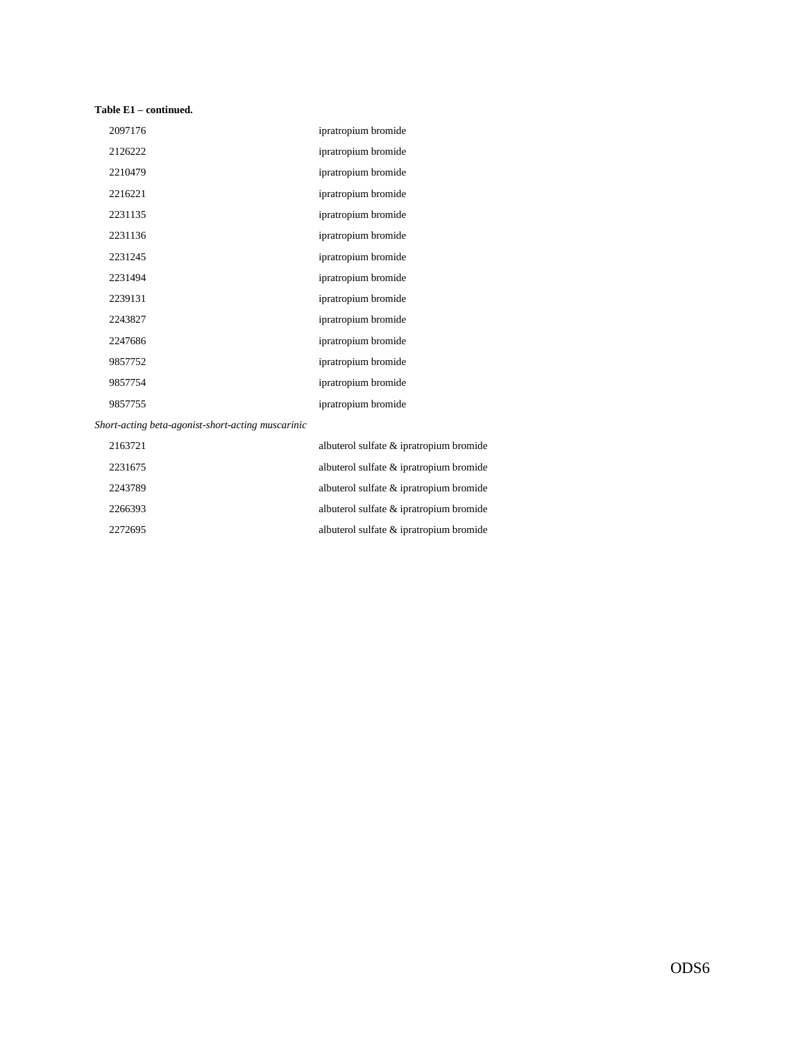**Table E1 – continued.**

| | |
|---|---|
| 2097176 | ipratropium bromide |
| 2126222 | ipratropium bromide |
| 2210479 | ipratropium bromide |
| 2216221 | ipratropium bromide |
| 2231135 | ipratropium bromide |
| 2231136 | ipratropium bromide |
| 2231245 | ipratropium bromide |
| 2231494 | ipratropium bromide |
| 2239131 | ipratropium bromide |
| 2243827 | ipratropium bromide |
| 2247686 | ipratropium bromide |
| 9857752 | ipratropium bromide |
| 9857754 | ipratropium bromide |
| 9857755 | ipratropium bromide |
| *Short-acting beta-agonist-short-acting muscarinic* | |
| 2163721 | albuterol sulfate & ipratropium bromide |
| 2231675 | albuterol sulfate & ipratropium bromide |
| 2243789 | albuterol sulfate & ipratropium bromide |
| 2266393 | albuterol sulfate & ipratropium bromide |
| 2272695 | albuterol sulfate & ipratropium bromide |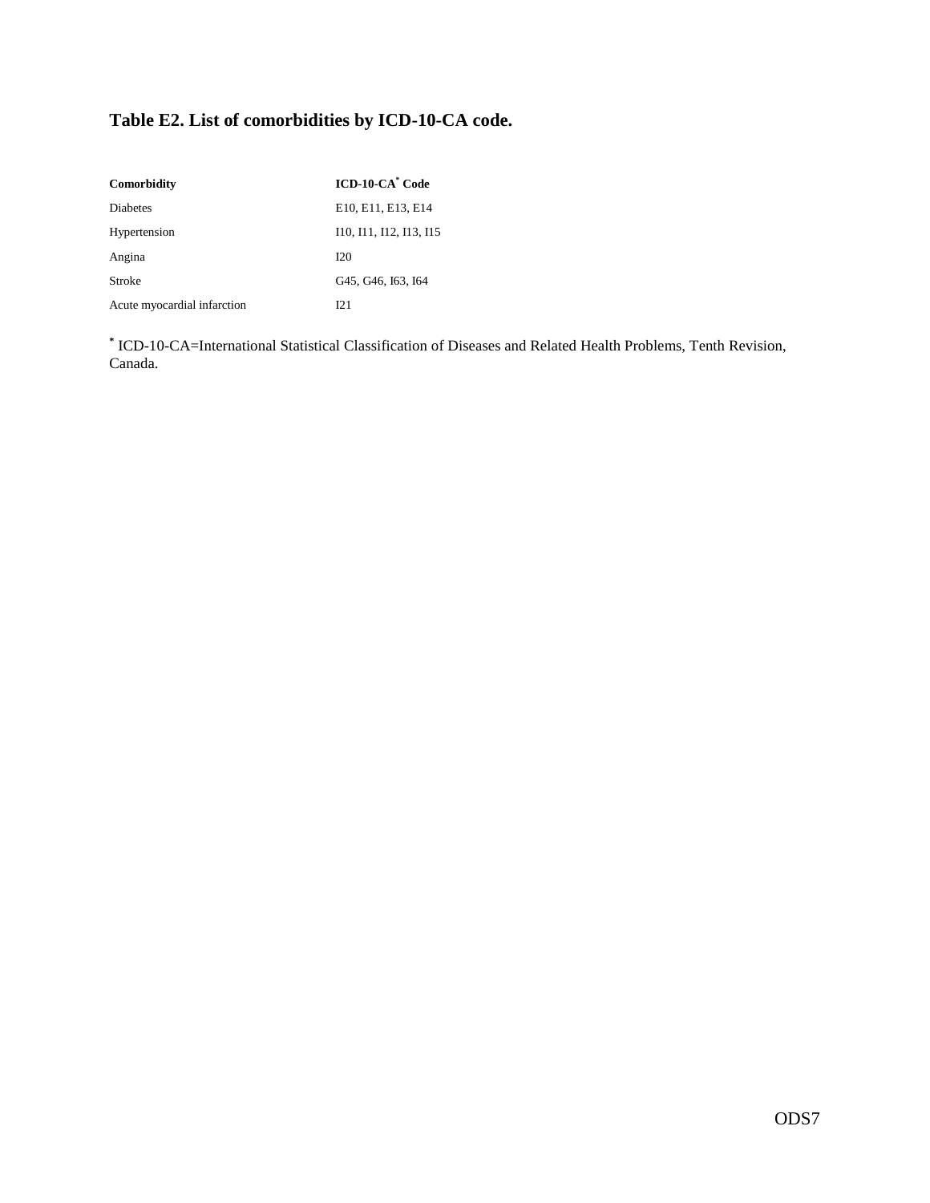## Table E2. List of comorbidities by ICD-10-CA code.

| Comorbidity | ICD-10-CA[*] Code |
|---|---|
| Diabetes | E10, E11, E13, E14 |
| Hypertension | I10, I11, I12, I13, I15 |
| Angina | I20 |
| Stroke | G45, G46, I63, I64 |
| Acute myocardial infarction | I21 |

[*] ICD-10-CA=International Statistical Classification of Diseases and Related Health Problems, Tenth Revision, Canada.